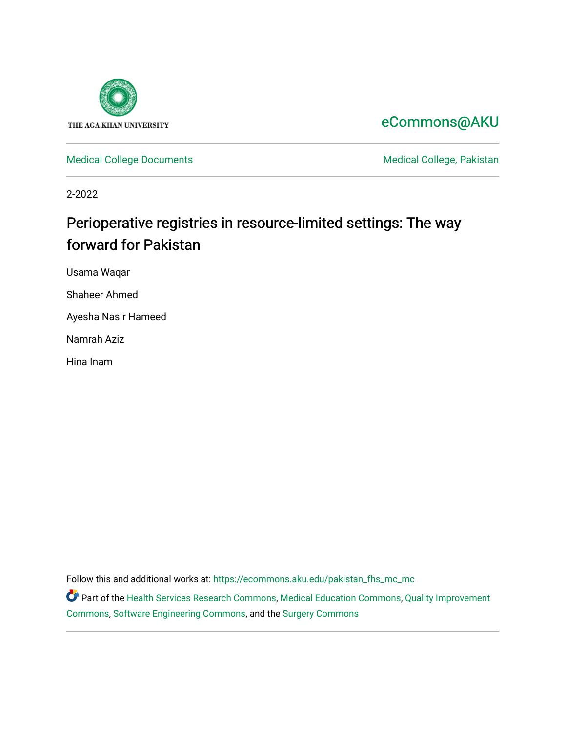THE AGA KHAN UNIVERSITY

eCommons@AKU

Medical College Documents

Medical College, Pakistan

2-2022

# Perioperative registries in resource-limited settings: The way forward for Pakistan

Usama Waqar

Shaheer Ahmed

Ayesha Nasir Hameed

Namrah Aziz

Hina Inam

Follow this and additional works at: https://ecommons.aku.edu/pakistan_fhs_mc_mc

Part of the Health Services Research Commons, Medical Education Commons, Quality Improvement Commons, Software Engineering Commons, and the Surgery Commons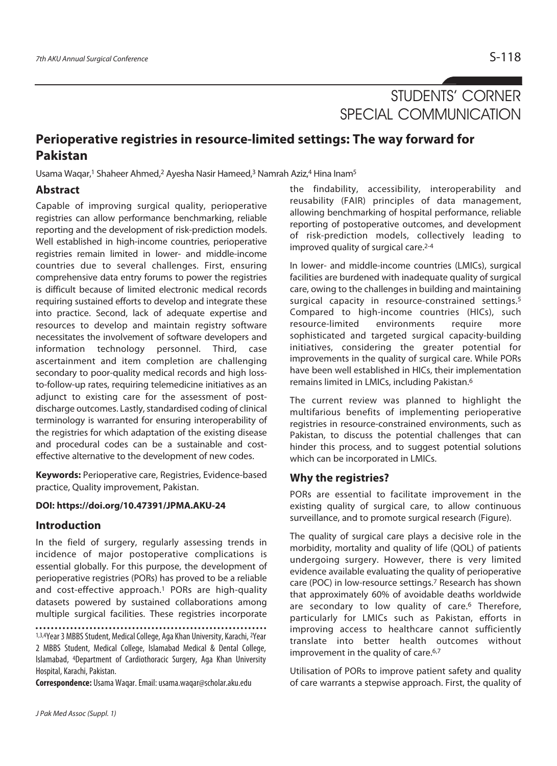STUDENTS' CORNER
SPECIAL COMMUNICATION

# Perioperative registries in resource-limited settings: The way forward for Pakistan

Usama Waqar,[1] Shaheer Ahmed,[2] Ayesha Nasir Hameed,[3] Namrah Aziz,[4] Hina Inam[5]

## Abstract

Capable of improving surgical quality, perioperative registries can allow performance benchmarking, reliable reporting and the development of risk-prediction models. Well established in high-income countries, perioperative registries remain limited in lower- and middle-income countries due to several challenges. First, ensuring comprehensive data entry forums to power the registries is difficult because of limited electronic medical records requiring sustained efforts to develop and integrate these into practice. Second, lack of adequate expertise and resources to develop and maintain registry software necessitates the involvement of software developers and information technology personnel. Third, case ascertainment and item completion are challenging secondary to poor-quality medical records and high loss-to-follow-up rates, requiring telemedicine initiatives as an adjunct to existing care for the assessment of post-discharge outcomes. Lastly, standardised coding of clinical terminology is warranted for ensuring interoperability of the registries for which adaptation of the existing disease and procedural codes can be a sustainable and cost-effective alternative to the development of new codes.

**Keywords:** Perioperative care, Registries, Evidence-based practice, Quality improvement, Pakistan.

**DOI: https://doi.org/10.47391/JPMA.AKU-24**

## Introduction

In the field of surgery, regularly assessing trends in incidence of major postoperative complications is essential globally. For this purpose, the development of perioperative registries (PORs) has proved to be a reliable and cost-effective approach.[1] PORs are high-quality datasets powered by sustained collaborations among multiple surgical facilities. These registries incorporate the findability, accessibility, interoperability and reusability (FAIR) principles of data management, allowing benchmarking of hospital performance, reliable reporting of postoperative outcomes, and development of risk-prediction models, collectively leading to improved quality of surgical care.[2-4]

In lower- and middle-income countries (LMICs), surgical facilities are burdened with inadequate quality of surgical care, owing to the challenges in building and maintaining surgical capacity in resource-constrained settings.[5] Compared to high-income countries (HICs), such resource-limited environments require more sophisticated and targeted surgical capacity-building initiatives, considering the greater potential for improvements in the quality of surgical care. While PORs have been well established in HICs, their implementation remains limited in LMICs, including Pakistan.[6]

The current review was planned to highlight the multifarious benefits of implementing perioperative registries in resource-constrained environments, such as Pakistan, to discuss the potential challenges that can hinder this process, and to suggest potential solutions which can be incorporated in LMICs.

## Why the registries?

PORs are essential to facilitate improvement in the existing quality of surgical care, to allow continuous surveillance, and to promote surgical research (Figure).

The quality of surgical care plays a decisive role in the morbidity, mortality and quality of life (QOL) of patients undergoing surgery. However, there is very limited evidence available evaluating the quality of perioperative care (POC) in low-resource settings.[7] Research has shown that approximately 60% of avoidable deaths worldwide are secondary to low quality of care.[6] Therefore, particularly for LMICs such as Pakistan, efforts in improving access to healthcare cannot sufficiently translate into better health outcomes without improvement in the quality of care.[6,7]

Utilisation of PORs to improve patient safety and quality of care warrants a stepwise approach. First, the quality of

[1,3,4]Year 3 MBBS Student, Medical College, Aga Khan University, Karachi, [2]Year 2 MBBS Student, Medical College, Islamabad Medical & Dental College, Islamabad, [4]Department of Cardiothoracic Surgery, Aga Khan University Hospital, Karachi, Pakistan.

**Correspondence:** Usama Waqar. Email: usama.waqar@scholar.aku.edu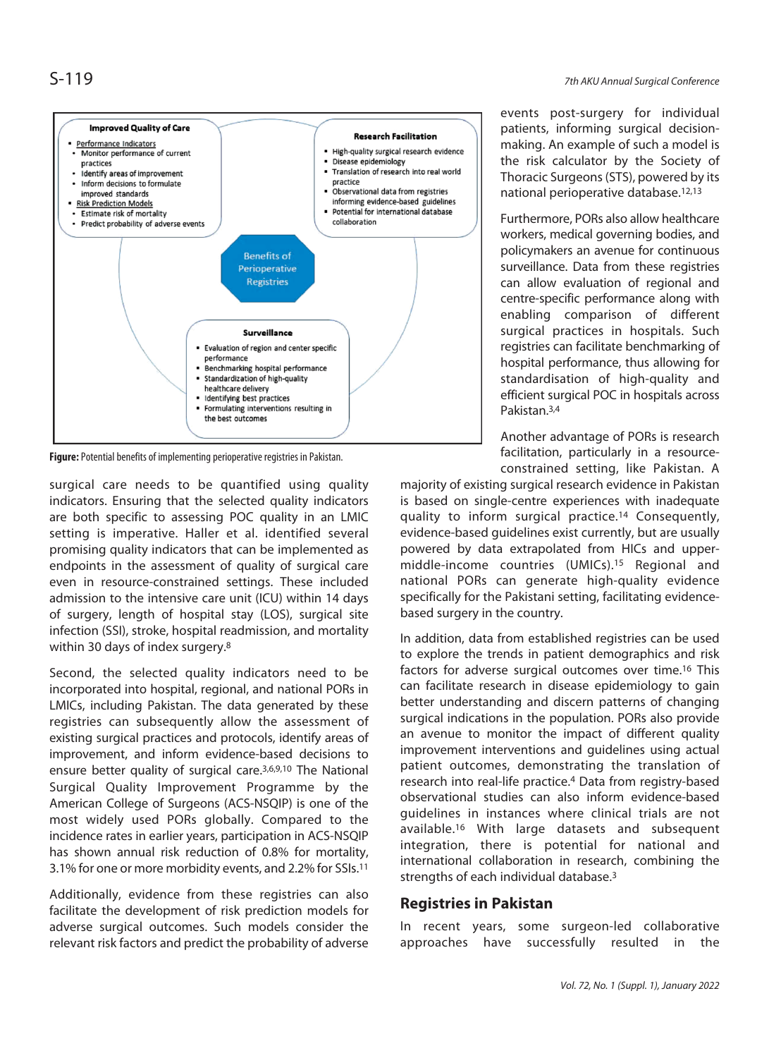**Improved Quality of Care**

- Performance Indicators
  - Monitor performance of current practices
  - Identify areas of improvement
  - Inform decisions to formulate improved standards
- Risk Prediction Models
  - Estimate risk of mortality
  - Predict probability of adverse events

**Research Facilitation**

- High-quality surgical research evidence
- Disease epidemiology
- Translation of research into real world practice
- Observational data from registries informing evidence-based guidelines
- Potential for international database collaboration

**Benefits of Perioperative Registries**

**Surveillance**

- Evaluation of region and center specific performance
- Benchmarking hospital performance
- Standardization of high-quality healthcare delivery
- Identifying best practices
- Formulating interventions resulting in the best outcomes

**Figure:** Potential benefits of implementing perioperative registries in Pakistan.

surgical care needs to be quantified using quality indicators. Ensuring that the selected quality indicators are both specific to assessing POC quality in an LMIC setting is imperative. Haller et al. identified several promising quality indicators that can be implemented as endpoints in the assessment of quality of surgical care even in resource-constrained settings. These included admission to the intensive care unit (ICU) within 14 days of surgery, length of hospital stay (LOS), surgical site infection (SSI), stroke, hospital readmission, and mortality within 30 days of index surgery.[8]

Second, the selected quality indicators need to be incorporated into hospital, regional, and national PORs in LMICs, including Pakistan. The data generated by these registries can subsequently allow the assessment of existing surgical practices and protocols, identify areas of improvement, and inform evidence-based decisions to ensure better quality of surgical care.[3,6,9,10] The National Surgical Quality Improvement Programme by the American College of Surgeons (ACS-NSQIP) is one of the most widely used PORs globally. Compared to the incidence rates in earlier years, participation in ACS-NSQIP has shown annual risk reduction of 0.8% for mortality, 3.1% for one or more morbidity events, and 2.2% for SSIs.[11]

Additionally, evidence from these registries can also facilitate the development of risk prediction models for adverse surgical outcomes. Such models consider the relevant risk factors and predict the probability of adverse events post-surgery for individual patients, informing surgical decision-making. An example of such a model is the risk calculator by the Society of Thoracic Surgeons (STS), powered by its national perioperative database.[12,13]

Furthermore, PORs also allow healthcare workers, medical governing bodies, and policymakers an avenue for continuous surveillance. Data from these registries can allow evaluation of regional and centre-specific performance along with enabling comparison of different surgical practices in hospitals. Such registries can facilitate benchmarking of hospital performance, thus allowing for standardization of high-quality and efficient surgical POC in hospitals across Pakistan.[3,4]

Another advantage of PORs is research facilitation, particularly in a resource-constrained setting, like Pakistan. A majority of existing surgical research evidence in Pakistan is based on single-centre experiences with inadequate quality to inform surgical practice.[14] Consequently, evidence-based guidelines exist currently, but are usually powered by data extrapolated from HICs and upper-middle-income countries (UMICs).[15] Regional and national PORs can generate high-quality evidence specifically for the Pakistani setting, facilitating evidence-based surgery in the country.

In addition, data from established registries can be used to explore the trends in patient demographics and risk factors for adverse surgical outcomes over time.[16] This can facilitate research in disease epidemiology to gain better understanding and discern patterns of changing surgical indications in the population. PORs also provide an avenue to monitor the impact of different quality improvement interventions and guidelines using actual patient outcomes, demonstrating the translation of research into real-life practice.[4] Data from registry-based observational studies can also inform evidence-based guidelines in instances where clinical trials are not available.[16] With large datasets and subsequent integration, there is potential for national and international collaboration in research, combining the strengths of each individual database.[3]

## Registries in Pakistan

In recent years, some surgeon-led collaborative approaches have successfully resulted in the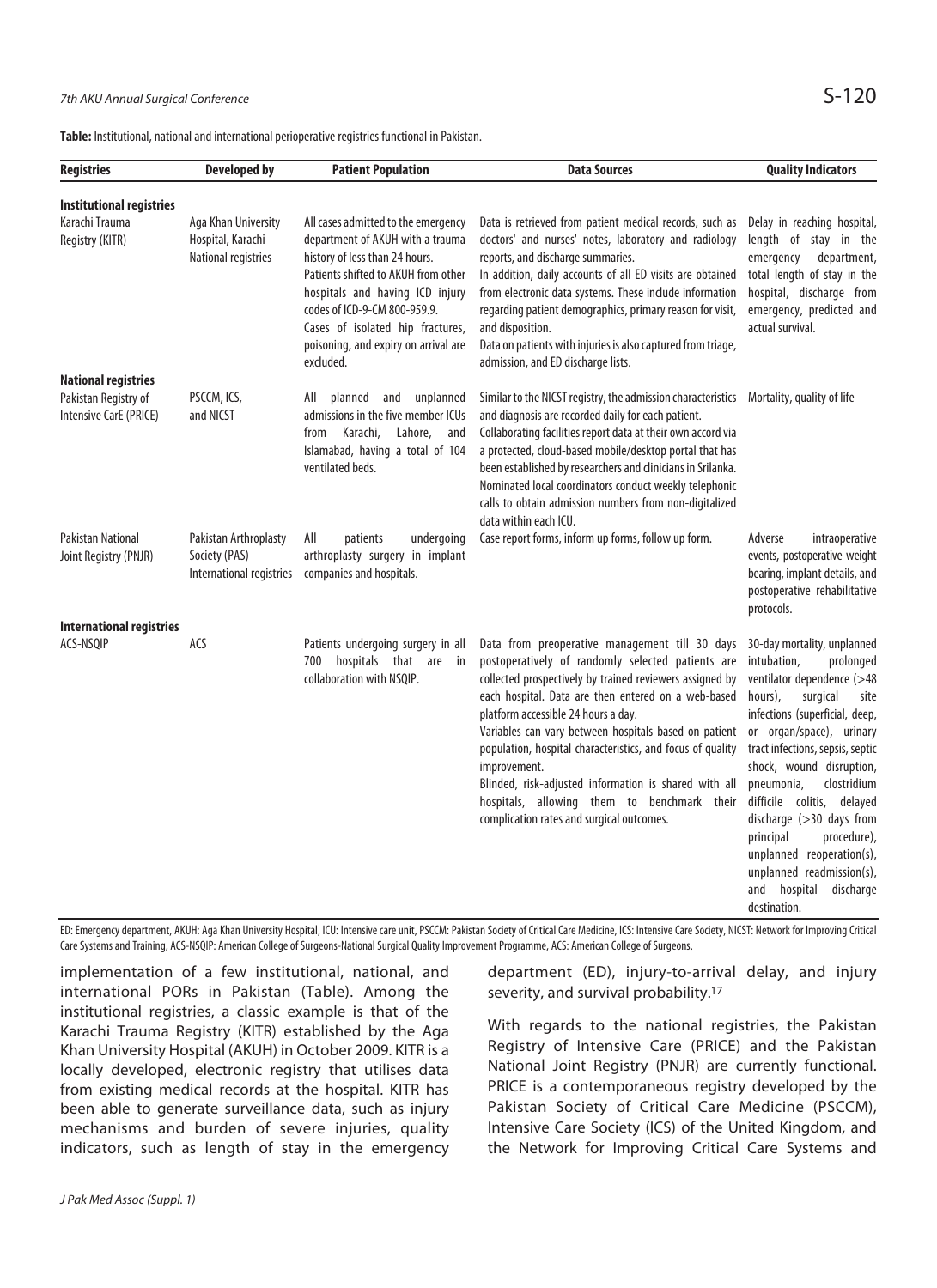**Table:** Institutional, national and international perioperative registries functional in Pakistan.

| Registries | Developed by | Patient Population | Data Sources | Quality Indicators |
|---|---|---|---|---|
| **Institutional registries** | | | | |
| Karachi Trauma Registry (KITR) | Aga Khan University Hospital, Karachi | All cases admitted to the emergency department of AKUH with a trauma history of less than 24 hours. Patients shifted to AKUH from other hospitals and having ICD injury codes of ICD-9-CM 800-959.9. Cases of isolated hip fractures, poisoning, and expiry on arrival are excluded. | Data is retrieved from patient medical records, such as doctors' and nurses' notes, laboratory and radiology reports, and discharge summaries. In addition, daily accounts of all ED visits are obtained from electronic data systems. These include information regarding patient demographics, primary reason for visit, and disposition. Data on patients with injuries is also captured from triage, admission, and ED discharge lists. | Delay in reaching hospital, length of stay in the emergency department, total length of stay in the hospital, discharge from emergency, predicted and actual survival. |
| **National registries** | | | | |
| Pakistan Registry of Intensive CarE (PRICE) | PSCCM, ICS, and NICST | All planned and unplanned admissions in the five member ICUs from Karachi, Lahore, and Islamabad, having a total of 104 ventilated beds. | Similar to the NICST registry, the admission characteristics and diagnosis are recorded daily for each patient. Collaborating facilities report data at their own accord via a protected, cloud-based mobile/desktop portal that has been established by researchers and clinicians in Srilanka. Nominated local coordinators conduct weekly telephonic calls to obtain admission numbers from non-digitalized data within each ICU. | Mortality, quality of life |
| Pakistan National Joint Registry (PNJR) | Pakistan Arthroplasty Society (PAS) | All patients undergoing arthroplasty surgery in implant companies and hospitals. | Case report forms, inform up forms, follow up form. | Adverse intraoperative events, postoperative weight bearing, implant details, and postoperative rehabilitative protocols. |
| **International registries** | | | | |
| ACS-NSQIP | ACS | Patients undergoing surgery in all 700 hospitals that are in collaboration with NSQIP. | Data from preoperative management till 30 days postoperatively of randomly selected patients are collected prospectively by trained reviewers assigned by each hospital. Data are then entered on a web-based platform accessible 24 hours a day. Variables can vary between hospitals based on patient population, hospital characteristics, and focus of quality improvement. Blinded, risk-adjusted information is shared with all hospitals, allowing them to benchmark their complication rates and surgical outcomes. | 30-day mortality, unplanned intubation, prolonged ventilator dependence (>48 hours), surgical site infections (superficial, deep, or organ/space), urinary tract infections, sepsis, septic shock, wound disruption, pneumonia, clostridium difficile colitis, delayed discharge (>30 days from principal procedure), unplanned reoperation(s), unplanned readmission(s), and hospital discharge destination. |

ED: Emergency department, AKUH: Aga Khan University Hospital, ICU: Intensive care unit, PSCCM: Pakistan Society of Critical Care Medicine, ICS: Intensive Care Society, NICST: Network for Improving Critical Care Systems and Training, ACS-NSQIP: American College of Surgeons-National Surgical Quality Improvement Programme, ACS: American College of Surgeons.

implementation of a few institutional, national, and international PORs in Pakistan (Table). Among the institutional registries, a classic example is that of the Karachi Trauma Registry (KITR) established by the Aga Khan University Hospital (AKUH) in October 2009. KITR is a locally developed, electronic registry that utilises data from existing medical records at the hospital. KITR has been able to generate surveillance data, such as injury mechanisms and burden of severe injuries, quality indicators, such as length of stay in the emergency department (ED), injury-to-arrival delay, and injury severity, and survival probability.[17]

With regards to the national registries, the Pakistan Registry of Intensive Care (PRICE) and the Pakistan National Joint Registry (PNJR) are currently functional. PRICE is a contemporaneous registry developed by the Pakistan Society of Critical Care Medicine (PSCCM), Intensive Care Society (ICS) of the United Kingdom, and the Network for Improving Critical Care Systems and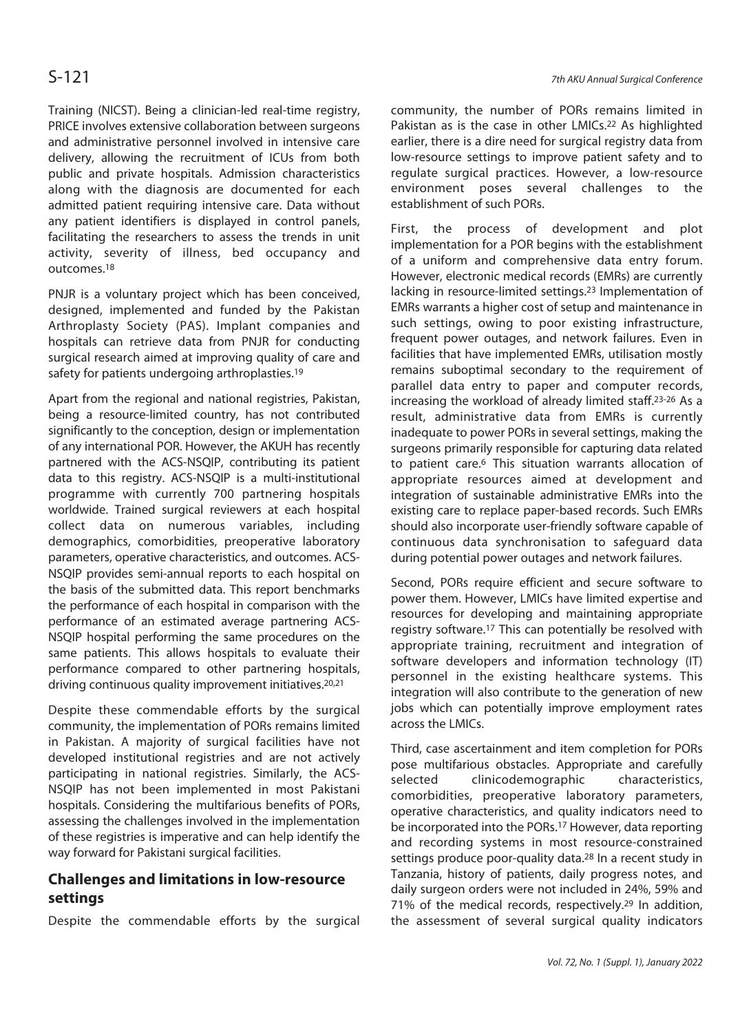Training (NICST). Being a clinician-led real-time registry, PRICE involves extensive collaboration between surgeons and administrative personnel involved in intensive care delivery, allowing the recruitment of ICUs from both public and private hospitals. Admission characteristics along with the diagnosis are documented for each admitted patient requiring intensive care. Data without any patient identifiers is displayed in control panels, facilitating the researchers to assess the trends in unit activity, severity of illness, bed occupancy and outcomes.[18]

PNJR is a voluntary project which has been conceived, designed, implemented and funded by the Pakistan Arthroplasty Society (PAS). Implant companies and hospitals can retrieve data from PNJR for conducting surgical research aimed at improving quality of care and safety for patients undergoing arthroplasties.[19]

Apart from the regional and national registries, Pakistan, being a resource-limited country, has not contributed significantly to the conception, design or implementation of any international POR. However, the AKUH has recently partnered with the ACS-NSQIP, contributing its patient data to this registry. ACS-NSQIP is a multi-institutional programme with currently 700 partnering hospitals worldwide. Trained surgical reviewers at each hospital collect data on numerous variables, including demographics, comorbidities, preoperative laboratory parameters, operative characteristics, and outcomes. ACS-NSQIP provides semi-annual reports to each hospital on the basis of the submitted data. This report benchmarks the performance of each hospital in comparison with the performance of an estimated average partnering ACS-NSQIP hospital performing the same procedures on the same patients. This allows hospitals to evaluate their performance compared to other partnering hospitals, driving continuous quality improvement initiatives.[20,21]

Despite these commendable efforts by the surgical community, the implementation of PORs remains limited in Pakistan. A majority of surgical facilities have not developed institutional registries and are not actively participating in national registries. Similarly, the ACS-NSQIP has not been implemented in most Pakistani hospitals. Considering the multifarious benefits of PORs, assessing the challenges involved in the implementation of these registries is imperative and can help identify the way forward for Pakistani surgical facilities.

## Challenges and limitations in low-resource settings

Despite the commendable efforts by the surgical community, the number of PORs remains limited in Pakistan as is the case in other LMICs.[22] As highlighted earlier, there is a dire need for surgical registry data from low-resource settings to improve patient safety and to regulate surgical practices. However, a low-resource environment poses several challenges to the establishment of such PORs.

First, the process of development and plot implementation for a POR begins with the establishment of a uniform and comprehensive data entry forum. However, electronic medical records (EMRs) are currently lacking in resource-limited settings.[23] Implementation of EMRs warrants a higher cost of setup and maintenance in such settings, owing to poor existing infrastructure, frequent power outages, and network failures. Even in facilities that have implemented EMRs, utilisation mostly remains suboptimal secondary to the requirement of parallel data entry to paper and computer records, increasing the workload of already limited staff.[23-26] As a result, administrative data from EMRs is currently inadequate to power PORs in several settings, making the surgeons primarily responsible for capturing data related to patient care.[6] This situation warrants allocation of appropriate resources aimed at development and integration of sustainable administrative EMRs into the existing care to replace paper-based records. Such EMRs should also incorporate user-friendly software capable of continuous data synchronisation to safeguard data during potential power outages and network failures.

Second, PORs require efficient and secure software to power them. However, LMICs have limited expertise and resources for developing and maintaining appropriate registry software.[17] This can potentially be resolved with appropriate training, recruitment and integration of software developers and information technology (IT) personnel in the existing healthcare systems. This integration will also contribute to the generation of new jobs which can potentially improve employment rates across the LMICs.

Third, case ascertainment and item completion for PORs pose multifarious obstacles. Appropriate and carefully selected clinicodemographic characteristics, comorbidities, preoperative laboratory parameters, operative characteristics, and quality indicators need to be incorporated into the PORs.[17] However, data reporting and recording systems in most resource-constrained settings produce poor-quality data.[28] In a recent study in Tanzania, history of patients, daily progress notes, and daily surgeon orders were not included in 24%, 59% and 71% of the medical records, respectively.[29] In addition, the assessment of several surgical quality indicators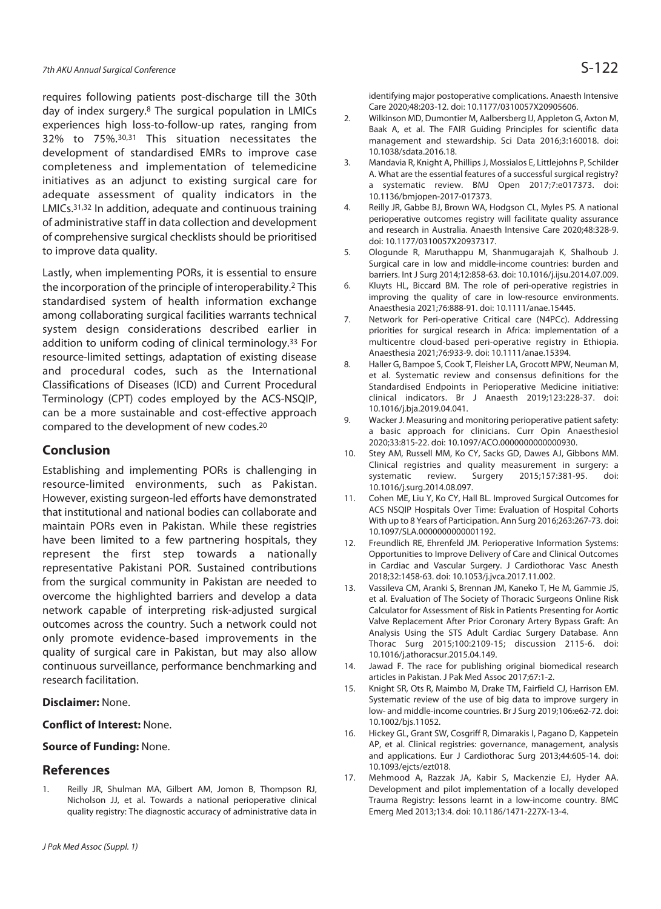requires following patients post-discharge till the 30th day of index surgery.[8] The surgical population in LMICs experiences high loss-to-follow-up rates, ranging from 32% to 75%.[30,31] This situation necessitates the development of standardised EMRs to improve case completeness and implementation of telemedicine initiatives as an adjunct to existing surgical care for adequate assessment of quality indicators in the LMICs.[31,32] In addition, adequate and continuous training of administrative staff in data collection and development of comprehensive surgical checklists should be prioritised to improve data quality.

Lastly, when implementing PORs, it is essential to ensure the incorporation of the principle of interoperability.[2] This standardised system of health information exchange among collaborating surgical facilities warrants technical system design considerations described earlier in addition to uniform coding of clinical terminology.[33] For resource-limited settings, adaptation of existing disease and procedural codes, such as the International Classifications of Diseases (ICD) and Current Procedural Terminology (CPT) codes employed by the ACS-NSQIP, can be a more sustainable and cost-effective approach compared to the development of new codes.[20]

## Conclusion

Establishing and implementing PORs is challenging in resource-limited environments, such as Pakistan. However, existing surgeon-led efforts have demonstrated that institutional and national bodies can collaborate and maintain PORs even in Pakistan. While these registries have been limited to a few partnering hospitals, they represent the first step towards a nationally representative Pakistani POR. Sustained contributions from the surgical community in Pakistan are needed to overcome the highlighted barriers and develop a data network capable of interpreting risk-adjusted surgical outcomes across the country. Such a network could not only promote evidence-based improvements in the quality of surgical care in Pakistan, but may also allow continuous surveillance, performance benchmarking and research facilitation.

**Disclaimer:** None.

**Conflict of Interest:** None.

**Source of Funding:** None.

## References

1. Reilly JR, Shulman MA, Gilbert AM, Jomon B, Thompson RJ, Nicholson JJ, et al. Towards a national perioperative clinical quality registry: The diagnostic accuracy of administrative data in identifying major postoperative complications. Anaesth Intensive Care 2020;48:203-12. doi: 10.1177/0310057X20905606.
2. Wilkinson MD, Dumontier M, Aalbersberg IJ, Appleton G, Axton M, Baak A, et al. The FAIR Guiding Principles for scientific data management and stewardship. Sci Data 2016;3:160018. doi: 10.1038/sdata.2016.18.
3. Mandavia R, Knight A, Phillips J, Mossialos E, Littlejohns P, Schilder A. What are the essential features of a successful surgical registry? a systematic review. BMJ Open 2017;7:e017373. doi: 10.1136/bmjopen-2017-017373.
4. Reilly JR, Gabbe BJ, Brown WA, Hodgson CL, Myles PS. A national perioperative outcomes registry will facilitate quality assurance and research in Australia. Anaesth Intensive Care 2020;48:328-9. doi: 10.1177/0310057X20937317.
5. Ologunde R, Maruthappu M, Shanmugarajah K, Shalhoub J. Surgical care in low and middle-income countries: burden and barriers. Int J Surg 2014;12:858-63. doi: 10.1016/j.ijsu.2014.07.009.
6. Kluyts HL, Biccard BM. The role of peri-operative registries in improving the quality of care in low-resource environments. Anaesthesia 2021;76:888-91. doi: 10.1111/anae.15445.
7. Network for Peri-operative Critical care (N4PCc). Addressing priorities for surgical research in Africa: implementation of a multicentre cloud-based peri-operative registry in Ethiopia. Anaesthesia 2021;76:933-9. doi: 10.1111/anae.15394.
8. Haller G, Bampoe S, Cook T, Fleisher LA, Grocott MPW, Neuman M, et al. Systematic review and consensus definitions for the Standardised Endpoints in Perioperative Medicine initiative: clinical indicators. Br J Anaesth 2019;123:228-37. doi: 10.1016/j.bja.2019.04.041.
9. Wacker J. Measuring and monitoring perioperative patient safety: a basic approach for clinicians. Curr Opin Anaesthesiol 2020;33:815-22. doi: 10.1097/ACO.0000000000000930.
10. Stey AM, Russell MM, Ko CY, Sacks GD, Dawes AJ, Gibbons MM. Clinical registries and quality measurement in surgery: a systematic review. Surgery 2015;157:381-95. doi: 10.1016/j.surg.2014.08.097.
11. Cohen ME, Liu Y, Ko CY, Hall BL. Improved Surgical Outcomes for ACS NSQIP Hospitals Over Time: Evaluation of Hospital Cohorts With up to 8 Years of Participation. Ann Surg 2016;263:267-73. doi: 10.1097/SLA.0000000000001192.
12. Freundlich RE, Ehrenfeld JM. Perioperative Information Systems: Opportunities to Improve Delivery of Care and Clinical Outcomes in Cardiac and Vascular Surgery. J Cardiothorac Vasc Anesth 2018;32:1458-63. doi: 10.1053/j.jvca.2017.11.002.
13. Vassileva CM, Aranki S, Brennan JM, Kaneko T, He M, Gammie JS, et al. Evaluation of The Society of Thoracic Surgeons Online Risk Calculator for Assessment of Risk in Patients Presenting for Aortic Valve Replacement After Prior Coronary Artery Bypass Graft: An Analysis Using the STS Adult Cardiac Surgery Database. Ann Thorac Surg 2015;100:2109-15; discussion 2115-6. doi: 10.1016/j.athoracsur.2015.04.149.
14. Jawad F. The race for publishing original biomedical research articles in Pakistan. J Pak Med Assoc 2017;67:1-2.
15. Knight SR, Ots R, Maimbo M, Drake TM, Fairfield CJ, Harrison EM. Systematic review of the use of big data to improve surgery in low- and middle-income countries. Br J Surg 2019;106:e62-72. doi: 10.1002/bjs.11052.
16. Hickey GL, Grant SW, Cosgriff R, Dimarakis I, Pagano D, Kappetein AP, et al. Clinical registries: governance, management, analysis and applications. Eur J Cardiothorac Surg 2013;44:605-14. doi: 10.1093/ejcts/ezt018.
17. Mehmood A, Razzak JA, Kabir S, Mackenzie EJ, Hyder AA. Development and pilot implementation of a locally developed Trauma Registry: lessons learnt in a low-income country. BMC Emerg Med 2013;13:4. doi: 10.1186/1471-227X-13-4.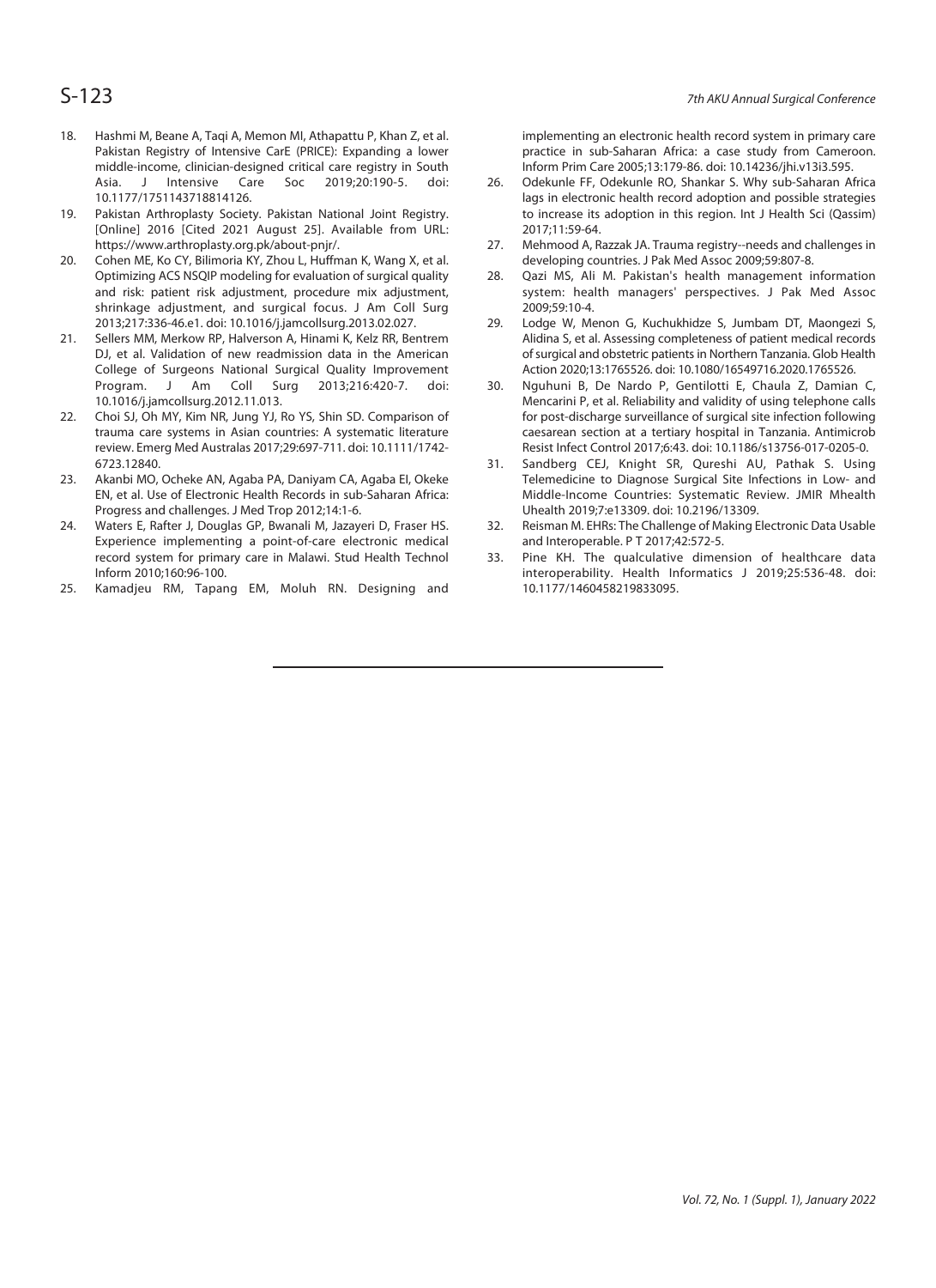18. Hashmi M, Beane A, Taqi A, Memon MI, Athapattu P, Khan Z, et al. Pakistan Registry of Intensive CarE (PRICE): Expanding a lower middle-income, clinician-designed critical care registry in South Asia. J Intensive Care Soc 2019;20:190-5. doi: 10.1177/1751143718814126.
19. Pakistan Arthroplasty Society. Pakistan National Joint Registry. [Online] 2016 [Cited 2021 August 25]. Available from URL: https://www.arthroplasty.org.pk/about-pnjr/.
20. Cohen ME, Ko CY, Bilimoria KY, Zhou L, Huffman K, Wang X, et al. Optimizing ACS NSQIP modeling for evaluation of surgical quality and risk: patient risk adjustment, procedure mix adjustment, shrinkage adjustment, and surgical focus. J Am Coll Surg 2013;217:336-46.e1. doi: 10.1016/j.jamcollsurg.2013.02.027.
21. Sellers MM, Merkow RP, Halverson A, Hinami K, Kelz RR, Bentrem DJ, et al. Validation of new readmission data in the American College of Surgeons National Surgical Quality Improvement Program. J Am Coll Surg 2013;216:420-7. doi: 10.1016/j.jamcollsurg.2012.11.013.
22. Choi SJ, Oh MY, Kim NR, Jung YJ, Ro YS, Shin SD. Comparison of trauma care systems in Asian countries: A systematic literature review. Emerg Med Australas 2017;29:697-711. doi: 10.1111/1742-6723.12840.
23. Akanbi MO, Ocheke AN, Agaba PA, Daniyam CA, Agaba EI, Okeke EN, et al. Use of Electronic Health Records in sub-Saharan Africa: Progress and challenges. J Med Trop 2012;14:1-6.
24. Waters E, Rafter J, Douglas GP, Bwanali M, Jazayeri D, Fraser HS. Experience implementing a point-of-care electronic medical record system for primary care in Malawi. Stud Health Technol Inform 2010;160:96-100.
25. Kamadjeu RM, Tapang EM, Moluh RN. Designing and implementing an electronic health record system in primary care practice in sub-Saharan Africa: a case study from Cameroon. Inform Prim Care 2005;13:179-86. doi: 10.14236/jhi.v13i3.595.
26. Odekunle FF, Odekunle RO, Shankar S. Why sub-Saharan Africa lags in electronic health record adoption and possible strategies to increase its adoption in this region. Int J Health Sci (Qassim) 2017;11:59-64.
27. Mehmood A, Razzak JA. Trauma registry--needs and challenges in developing countries. J Pak Med Assoc 2009;59:807-8.
28. Qazi MS, Ali M. Pakistan's health management information system: health managers' perspectives. J Pak Med Assoc 2009;59:10-4.
29. Lodge W, Menon G, Kuchukhidze S, Jumbam DT, Maongezi S, Alidina S, et al. Assessing completeness of patient medical records of surgical and obstetric patients in Northern Tanzania. Glob Health Action 2020;13:1765526. doi: 10.1080/16549716.2020.1765526.
30. Nguhuni B, De Nardo P, Gentilotti E, Chaula Z, Damian C, Mencarini P, et al. Reliability and validity of using telephone calls for post-discharge surveillance of surgical site infection following caesarean section at a tertiary hospital in Tanzania. Antimicrob Resist Infect Control 2017;6:43. doi: 10.1186/s13756-017-0205-0.
31. Sandberg CEJ, Knight SR, Qureshi AU, Pathak S. Using Telemedicine to Diagnose Surgical Site Infections in Low- and Middle-Income Countries: Systematic Review. JMIR Mhealth Uhealth 2019;7:e13309. doi: 10.2196/13309.
32. Reisman M. EHRs: The Challenge of Making Electronic Data Usable and Interoperable. P T 2017;42:572-5.
33. Pine KH. The qualculative dimension of healthcare data interoperability. Health Informatics J 2019;25:536-48. doi: 10.1177/1460458219833095.